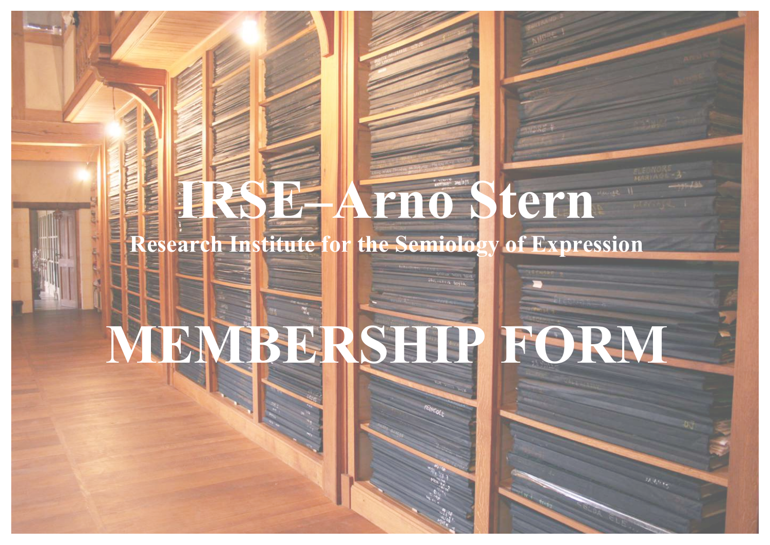# IRSE–Arno Stern

## Research Institute for the Semiology of Expression

# MEMBERSHIP FORM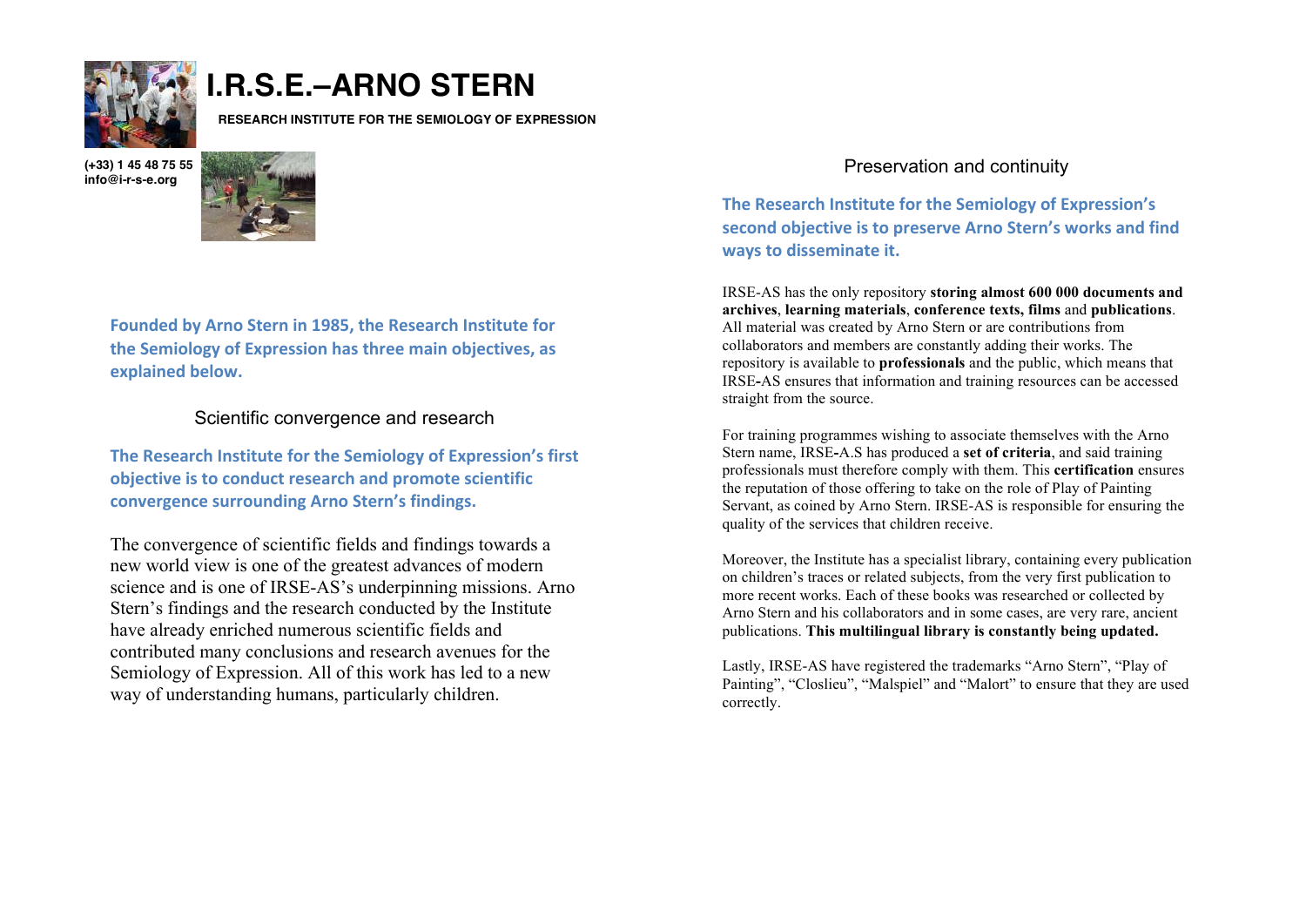# I.R.S.E.–ARNO STERN

**RESEARCH INSTITUTE FOR THE SEMIOLOGY OF EXPRESSION**

**(+33) 1 45 48 75 55**
**info@i-r-s-e.org**

**Founded by Arno Stern in 1985, the Research Institute for the Semiology of Expression has three main objectives, as explained below.**

## Scientific convergence and research

**The Research Institute for the Semiology of Expression's first objective is to conduct research and promote scientific convergence surrounding Arno Stern's findings.**

The convergence of scientific fields and findings towards a new world view is one of the greatest advances of modern science and is one of IRSE-AS's underpinning missions. Arno Stern's findings and the research conducted by the Institute have already enriched numerous scientific fields and contributed many conclusions and research avenues for the Semiology of Expression. All of this work has led to a new way of understanding humans, particularly children.

## Preservation and continuity

**The Research Institute for the Semiology of Expression's second objective is to preserve Arno Stern's works and find ways to disseminate it.**

IRSE-AS has the only repository **storing almost 600 000 documents and archives**, **learning materials**, **conference texts, films** and **publications**. All material was created by Arno Stern or are contributions from collaborators and members are constantly adding their works. The repository is available to **professionals** and the public, which means that IRSE-AS ensures that information and training resources can be accessed straight from the source.

For training programmes wishing to associate themselves with the Arno Stern name, IRSE-A.S has produced a **set of criteria**, and said training professionals must therefore comply with them. This **certification** ensures the reputation of those offering to take on the role of Play of Painting Servant, as coined by Arno Stern. IRSE-AS is responsible for ensuring the quality of the services that children receive.

Moreover, the Institute has a specialist library, containing every publication on children's traces or related subjects, from the very first publication to more recent works. Each of these books was researched or collected by Arno Stern and his collaborators and in some cases, are very rare, ancient publications. **This multilingual library is constantly being updated.**

Lastly, IRSE-AS have registered the trademarks "Arno Stern", "Play of Painting", "Closlieu", "Malspiel" and "Malort" to ensure that they are used correctly.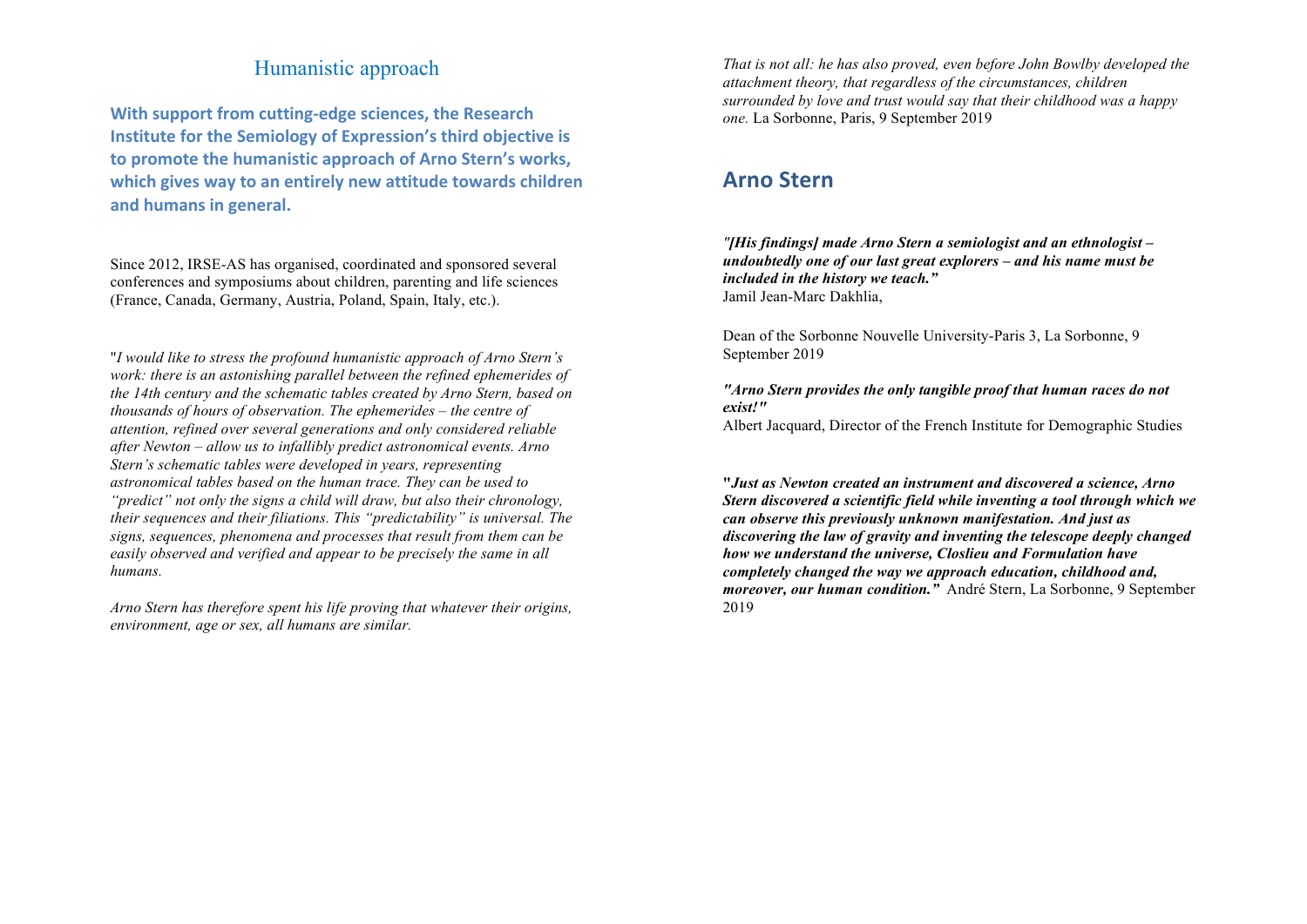## Humanistic approach

**With support from cutting-edge sciences, the Research Institute for the Semiology of Expression's third objective is to promote the humanistic approach of Arno Stern's works, which gives way to an entirely new attitude towards children and humans in general.**

Since 2012, IRSE-AS has organised, coordinated and sponsored several conferences and symposiums about children, parenting and life sciences (France, Canada, Germany, Austria, Poland, Spain, Italy, etc.).

"*I would like to stress the profound humanistic approach of Arno Stern's work: there is an astonishing parallel between the refined ephemerides of the 14th century and the schematic tables created by Arno Stern, based on thousands of hours of observation. The ephemerides – the centre of attention, refined over several generations and only considered reliable after Newton – allow us to infallibly predict astronomical events. Arno Stern's schematic tables were developed in years, representing astronomical tables based on the human trace. They can be used to "predict" not only the signs a child will draw, but also their chronology, their sequences and their filiations. This "predictability" is universal. The signs, sequences, phenomena and processes that result from them can be easily observed and verified and appear to be precisely the same in all humans.*

*Arno Stern has therefore spent his life proving that whatever their origins, environment, age or sex, all humans are similar.*

*That is not all: he has also proved, even before John Bowlby developed the attachment theory, that regardless of the circumstances, children surrounded by love and trust would say that their childhood was a happy one.* La Sorbonne, Paris, 9 September 2019

## Arno Stern

***"[His findings] made Arno Stern a semiologist and an ethnologist – undoubtedly one of our last great explorers – and his name must be included in the history we teach."***
Jamil Jean-Marc Dakhlia,

Dean of the Sorbonne Nouvelle University-Paris 3, La Sorbonne, 9 September 2019

***"Arno Stern provides the only tangible proof that human races do not exist!"***
Albert Jacquard, Director of the French Institute for Demographic Studies

***"Just as Newton created an instrument and discovered a science, Arno Stern discovered a scientific field while inventing a tool through which we can observe this previously unknown manifestation. And just as discovering the law of gravity and inventing the telescope deeply changed how we understand the universe, Closlieu and Formulation have completely changed the way we approach education, childhood and, moreover, our human condition."*** André Stern, La Sorbonne, 9 September 2019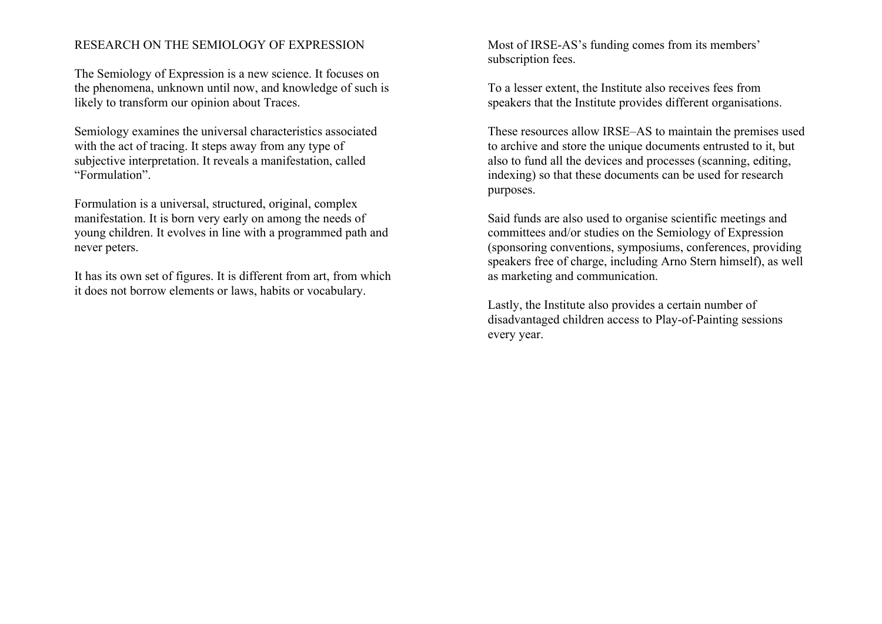## RESEARCH ON THE SEMIOLOGY OF EXPRESSION

The Semiology of Expression is a new science. It focuses on the phenomena, unknown until now, and knowledge of such is likely to transform our opinion about Traces.

Semiology examines the universal characteristics associated with the act of tracing. It steps away from any type of subjective interpretation. It reveals a manifestation, called "Formulation".

Formulation is a universal, structured, original, complex manifestation. It is born very early on among the needs of young children. It evolves in line with a programmed path and never peters.

It has its own set of figures. It is different from art, from which it does not borrow elements or laws, habits or vocabulary.

Most of IRSE-AS's funding comes from its members' subscription fees.

To a lesser extent, the Institute also receives fees from speakers that the Institute provides different organisations.

These resources allow IRSE–AS to maintain the premises used to archive and store the unique documents entrusted to it, but also to fund all the devices and processes (scanning, editing, indexing) so that these documents can be used for research purposes.

Said funds are also used to organise scientific meetings and committees and/or studies on the Semiology of Expression (sponsoring conventions, symposiums, conferences, providing speakers free of charge, including Arno Stern himself), as well as marketing and communication.

Lastly, the Institute also provides a certain number of disadvantaged children access to Play-of-Painting sessions every year.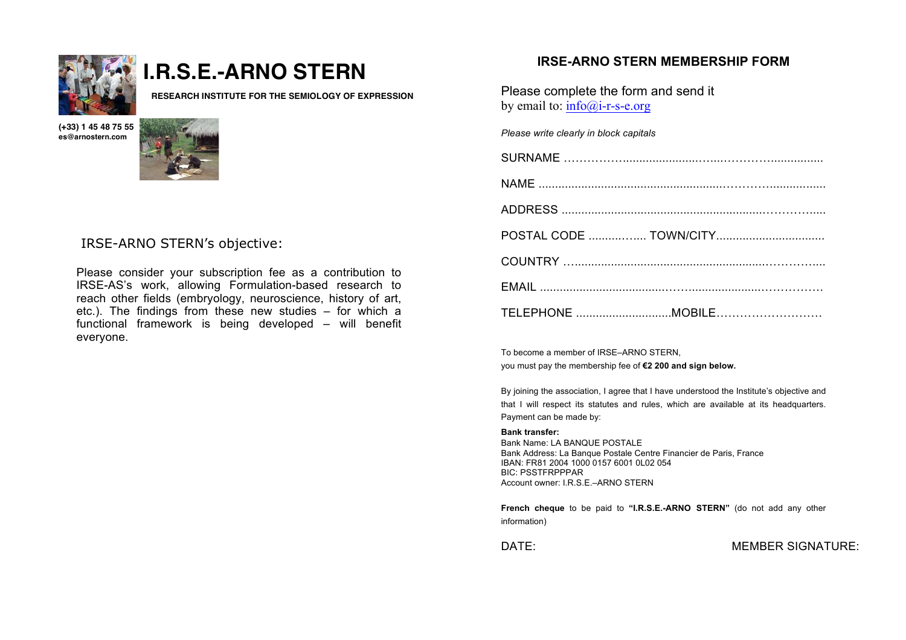# I.R.S.E.-ARNO STERN

**RESEARCH INSTITUTE FOR THE SEMIOLOGY OF EXPRESSION**

**(+33) 1 45 48 75 55**
**es@arnostern.com**

## IRSE-ARNO STERN's objective:

Please consider your subscription fee as a contribution to IRSE-AS's work, allowing Formulation-based research to reach other fields (embryology, neuroscience, history of art, etc.). The findings from these new studies – for which a functional framework is being developed – will benefit everyone.

## IRSE-ARNO STERN MEMBERSHIP FORM

Please complete the form and send it
by email to: info@i-r-s-e.org

*Please write clearly in block capitals*

SURNAME ……………......................…....…………...............

NAME .....................................................…………................

ADDRESS ...............................................................………......

POSTAL CODE ..........….... TOWN/CITY.................................

COUNTRY …...........................................................………....

EMAIL ......................................…….......................………….

TELEPHONE .............................MOBILE………………………

To become a member of IRSE–ARNO STERN,
you must pay the membership fee of **€2 200 and sign below.**

By joining the association, I agree that I have understood the Institute's objective and that I will respect its statutes and rules, which are available at its headquarters. Payment can be made by:

**Bank transfer:**
Bank Name: LA BANQUE POSTALE
Bank Address: La Banque Postale Centre Financier de Paris, France
IBAN: FR81 2004 1000 0157 6001 0L02 054
BIC: PSSTFRPPPAR
Account owner: I.R.S.E.–ARNO STERN

**French cheque** to be paid to **"I.R.S.E.-ARNO STERN"** (do not add any other information)

DATE: MEMBER SIGNATURE: